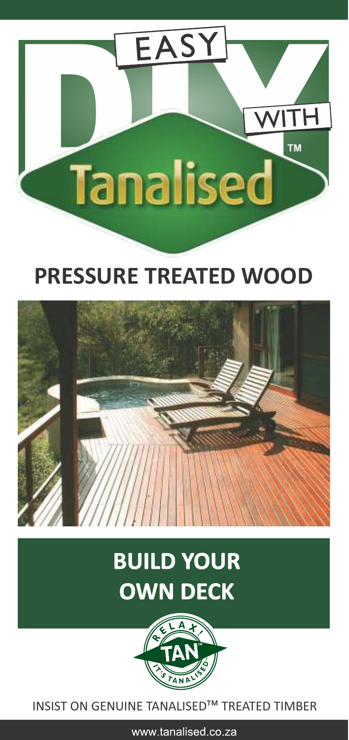# EASY DIY WITH Tanalised™

## PRESSURE TREATED WOOD

## BUILD YOUR OWN DECK

RELAX! TAN™ IT'S TANALISED®

INSIST ON GENUINE TANALISED™ TREATED TIMBER

www.tanalised.co.za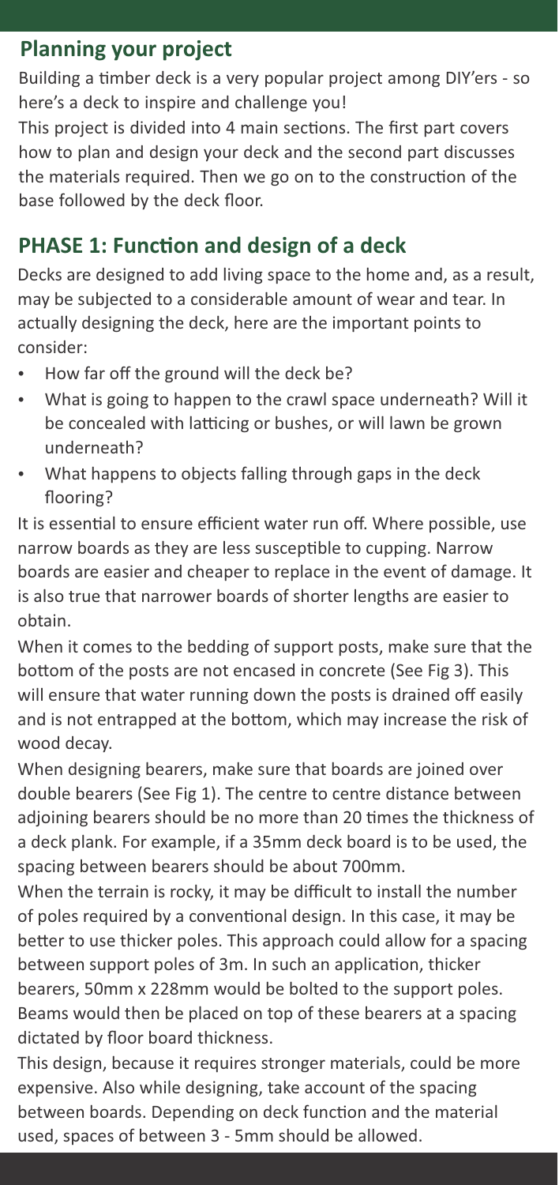## Planning your project

Building a timber deck is a very popular project among DIY'ers - so here's a deck to inspire and challenge you!

This project is divided into 4 main sections. The first part covers how to plan and design your deck and the second part discusses the materials required. Then we go on to the construction of the base followed by the deck floor.

## PHASE 1: Function and design of a deck

Decks are designed to add living space to the home and, as a result, may be subjected to a considerable amount of wear and tear. In actually designing the deck, here are the important points to consider:

- How far off the ground will the deck be?
- What is going to happen to the crawl space underneath? Will it be concealed with latticing or bushes, or will lawn be grown underneath?
- What happens to objects falling through gaps in the deck flooring?

It is essential to ensure efficient water run off. Where possible, use narrow boards as they are less susceptible to cupping. Narrow boards are easier and cheaper to replace in the event of damage. It is also true that narrower boards of shorter lengths are easier to obtain.

When it comes to the bedding of support posts, make sure that the bottom of the posts are not encased in concrete (See Fig 3). This will ensure that water running down the posts is drained off easily and is not entrapped at the bottom, which may increase the risk of wood decay.

When designing bearers, make sure that boards are joined over double bearers (See Fig 1). The centre to centre distance between adjoining bearers should be no more than 20 times the thickness of a deck plank. For example, if a 35mm deck board is to be used, the spacing between bearers should be about 700mm.

When the terrain is rocky, it may be difficult to install the number of poles required by a conventional design. In this case, it may be better to use thicker poles. This approach could allow for a spacing between support poles of 3m. In such an application, thicker bearers, 50mm x 228mm would be bolted to the support poles. Beams would then be placed on top of these bearers at a spacing dictated by floor board thickness.

This design, because it requires stronger materials, could be more expensive. Also while designing, take account of the spacing between boards. Depending on deck function and the material used, spaces of between 3 - 5mm should be allowed.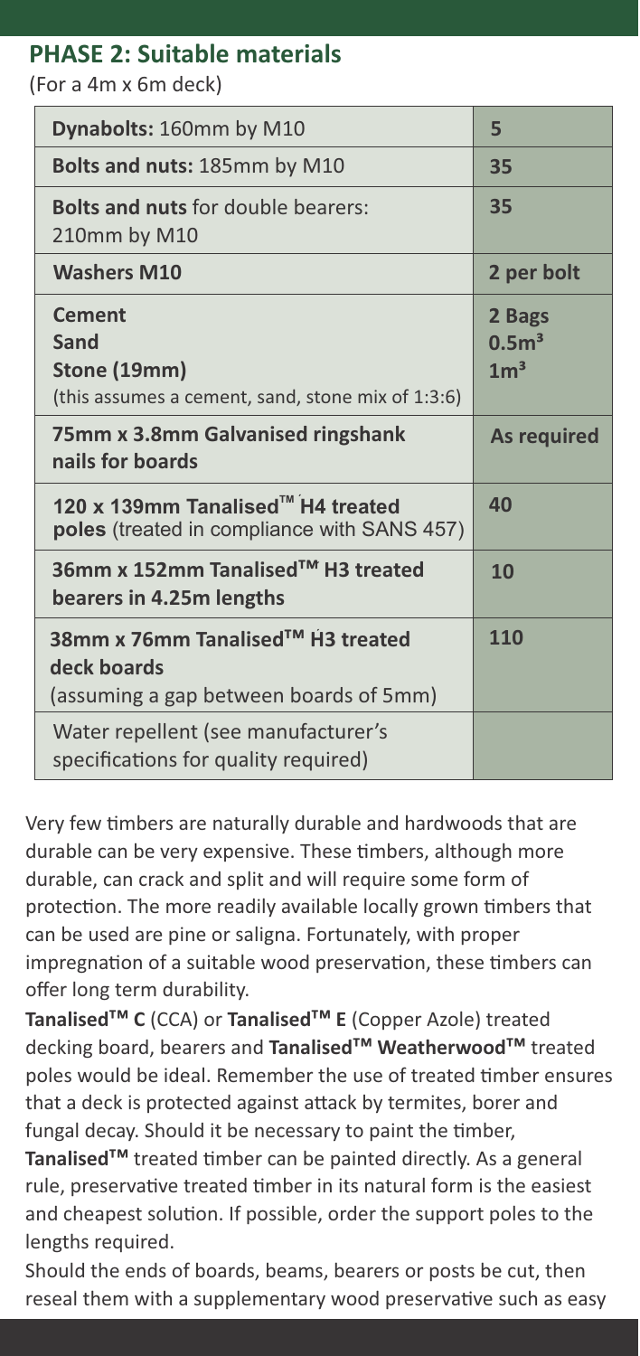## PHASE 2: Suitable materials

(For a 4m x 6m deck)

| Item | Quantity |
|---|---|
| **Dynabolts:** 160mm by M10 | 5 |
| **Bolts and nuts:** 185mm by M10 | 35 |
| **Bolts and nuts** for double bearers: 210mm by M10 | 35 |
| **Washers M10** | 2 per bolt |
| **Cement**<br>**Sand**<br>**Stone (19mm)**<br>(this assumes a cement, sand, stone mix of 1:3:6) | 2 Bags<br>$0.5m^3$<br>$1m^3$ |
| **75mm x 3.8mm Galvanised ringshank nails for boards** | As required |
| **120 x 139mm Tanalised™ H4 treated poles** (treated in compliance with SANS 457) | 40 |
| **36mm x 152mm Tanalised™ H3 treated bearers in 4.25m lengths** | 10 |
| **38mm x 76mm Tanalised™ H3 treated deck boards**<br>(assuming a gap between boards of 5mm) | 110 |
| Water repellent (see manufacturer's specifications for quality required) | |

Very few timbers are naturally durable and hardwoods that are durable can be very expensive. These timbers, although more durable, can crack and split and will require some form of protection. The more readily available locally grown timbers that can be used are pine or saligna. Fortunately, with proper impregnation of a suitable wood preservation, these timbers can offer long term durability.

**Tanalised™ C** (CCA) or **Tanalised™ E** (Copper Azole) treated decking board, bearers and **Tanalised™ Weatherwood™** treated poles would be ideal. Remember the use of treated timber ensures that a deck is protected against attack by termites, borer and fungal decay. Should it be necessary to paint the timber, **Tanalised™** treated timber can be painted directly. As a general rule, preservative treated timber in its natural form is the easiest and cheapest solution. If possible, order the support poles to the lengths required.

Should the ends of boards, beams, bearers or posts be cut, then reseal them with a supplementary wood preservative such as easy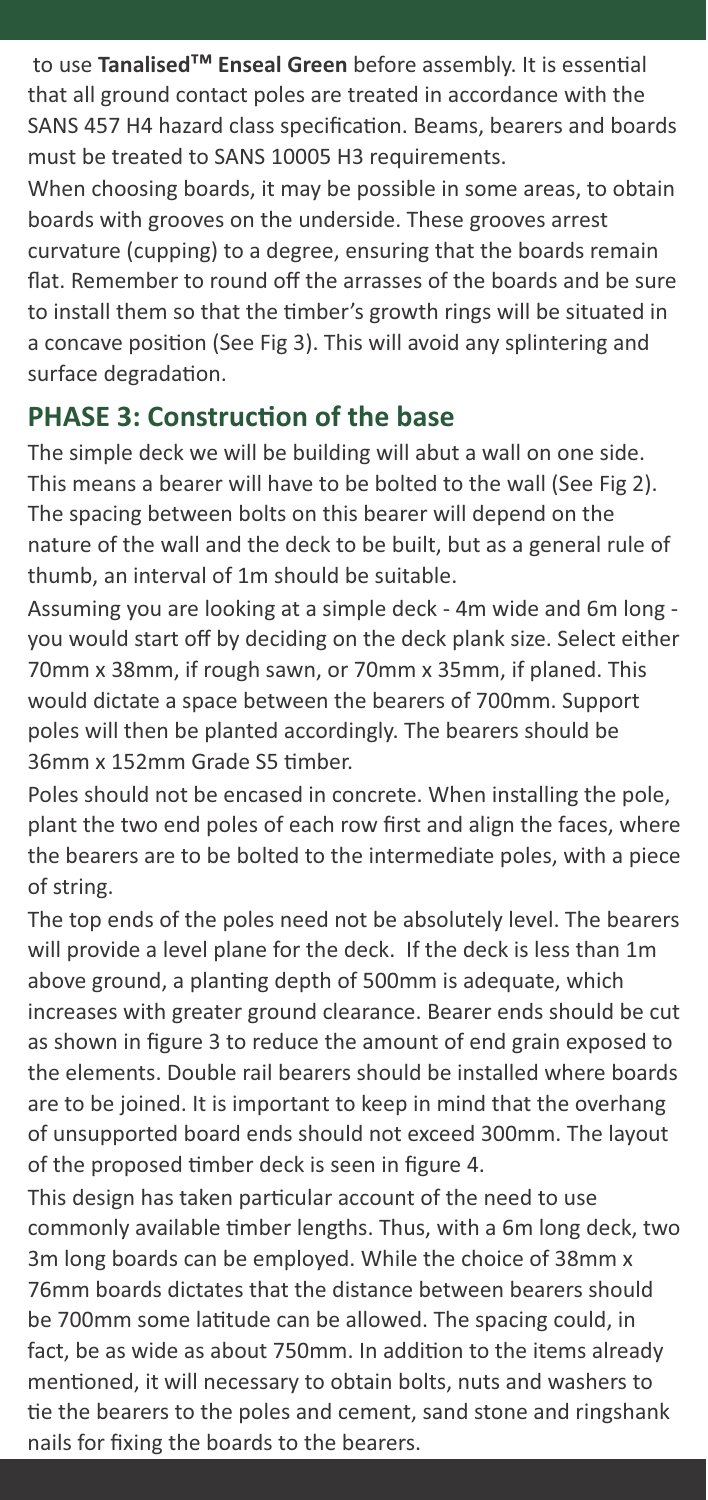to use **Tanalised™ Enseal Green** before assembly. It is essential that all ground contact poles are treated in accordance with the SANS 457 H4 hazard class specification. Beams, bearers and boards must be treated to SANS 10005 H3 requirements.

When choosing boards, it may be possible in some areas, to obtain boards with grooves on the underside. These grooves arrest curvature (cupping) to a degree, ensuring that the boards remain flat. Remember to round off the arrasses of the boards and be sure to install them so that the timber's growth rings will be situated in a concave position (See Fig 3). This will avoid any splintering and surface degradation.

## PHASE 3: Construction of the base

The simple deck we will be building will abut a wall on one side. This means a bearer will have to be bolted to the wall (See Fig 2). The spacing between bolts on this bearer will depend on the nature of the wall and the deck to be built, but as a general rule of thumb, an interval of 1m should be suitable.

Assuming you are looking at a simple deck - 4m wide and 6m long - you would start off by deciding on the deck plank size. Select either 70mm x 38mm, if rough sawn, or 70mm x 35mm, if planed. This would dictate a space between the bearers of 700mm. Support poles will then be planted accordingly. The bearers should be 36mm x 152mm Grade S5 timber.

Poles should not be encased in concrete. When installing the pole, plant the two end poles of each row first and align the faces, where the bearers are to be bolted to the intermediate poles, with a piece of string.

The top ends of the poles need not be absolutely level. The bearers will provide a level plane for the deck. If the deck is less than 1m above ground, a planting depth of 500mm is adequate, which increases with greater ground clearance. Bearer ends should be cut as shown in figure 3 to reduce the amount of end grain exposed to the elements. Double rail bearers should be installed where boards are to be joined. It is important to keep in mind that the overhang of unsupported board ends should not exceed 300mm. The layout of the proposed timber deck is seen in figure 4.

This design has taken particular account of the need to use commonly available timber lengths. Thus, with a 6m long deck, two 3m long boards can be employed. While the choice of 38mm x 76mm boards dictates that the distance between bearers should be 700mm some latitude can be allowed. The spacing could, in fact, be as wide as about 750mm. In addition to the items already mentioned, it will necessary to obtain bolts, nuts and washers to tie the bearers to the poles and cement, sand stone and ringshank nails for fixing the boards to the bearers.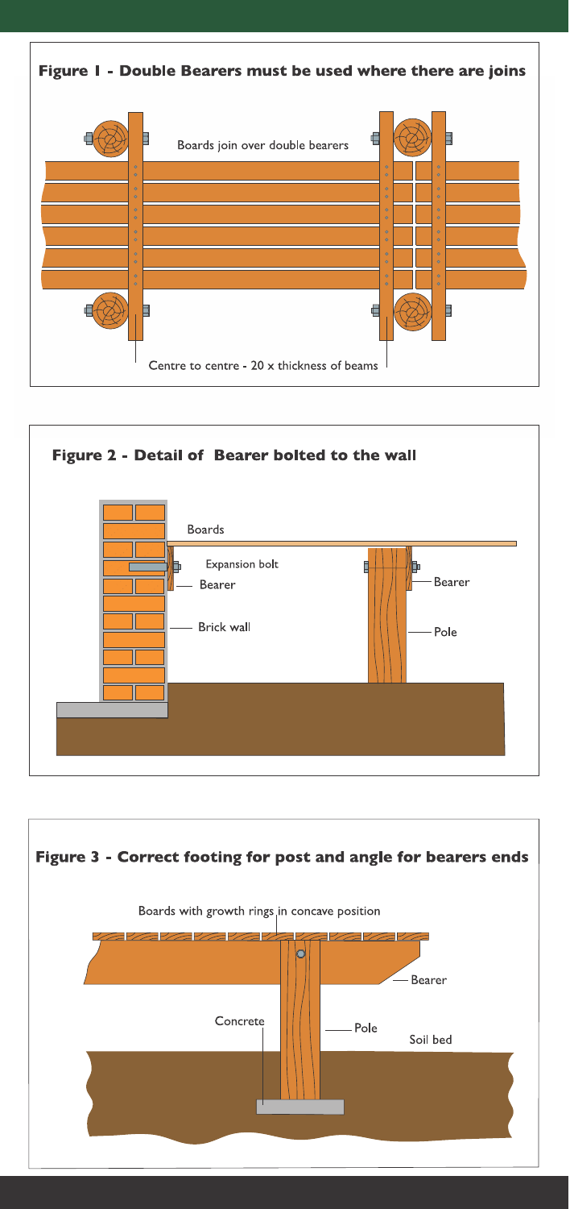**Figure 1 - Double Bearers must be used where there are joins**

Boards join over double bearers

Centre to centre - 20 x thickness of beams

**Figure 2 - Detail of Bearer bolted to the wall**

Boards

Expansion bolt

Bearer

Brick wall

Bearer

Pole

**Figure 3 - Correct footing for post and angle for bearers ends**

Boards with growth rings in concave position

Bearer

Concrete

Pole

Soil bed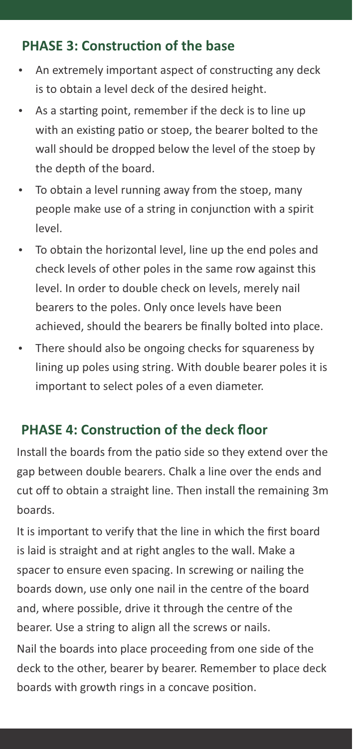## PHASE 3: Construction of the base

- An extremely important aspect of constructing any deck is to obtain a level deck of the desired height.
- As a starting point, remember if the deck is to line up with an existing patio or stoep, the bearer bolted to the wall should be dropped below the level of the stoep by the depth of the board.
- To obtain a level running away from the stoep, many people make use of a string in conjunction with a spirit level.
- To obtain the horizontal level, line up the end poles and check levels of other poles in the same row against this level. In order to double check on levels, merely nail bearers to the poles. Only once levels have been achieved, should the bearers be finally bolted into place.
- There should also be ongoing checks for squareness by lining up poles using string. With double bearer poles it is important to select poles of a even diameter.

## PHASE 4: Construction of the deck floor

Install the boards from the patio side so they extend over the gap between double bearers. Chalk a line over the ends and cut off to obtain a straight line. Then install the remaining 3m boards.

It is important to verify that the line in which the first board is laid is straight and at right angles to the wall. Make a spacer to ensure even spacing. In screwing or nailing the boards down, use only one nail in the centre of the board and, where possible, drive it through the centre of the bearer. Use a string to align all the screws or nails.

Nail the boards into place proceeding from one side of the deck to the other, bearer by bearer. Remember to place deck boards with growth rings in a concave position.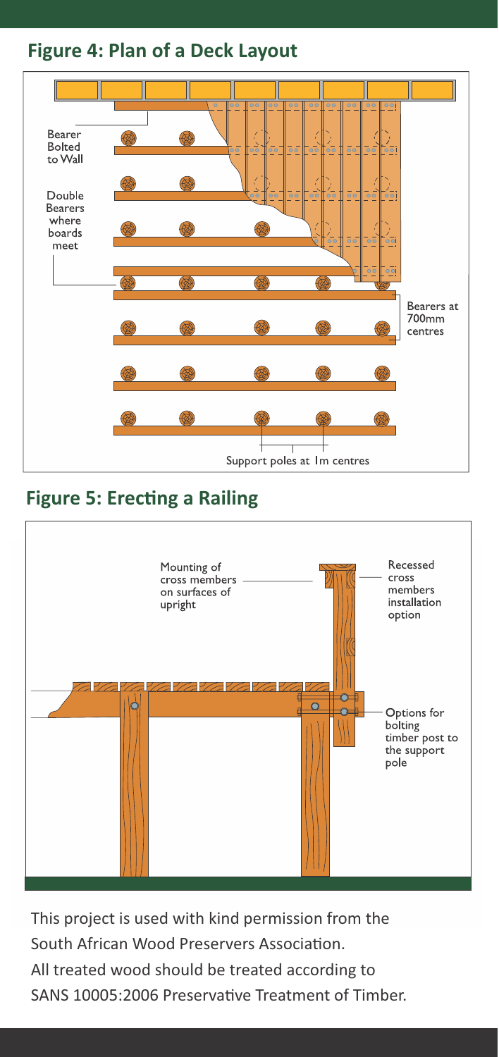## Figure 4: Plan of a Deck Layout

Bearer Bolted to Wall

Double Bearers where boards meet

Bearers at 700mm centres

Support poles at 1m centres

## Figure 5: Erecting a Railing

Mounting of cross members on surfaces of upright

Recessed cross members installation option

Options for bolting timber post to the support pole

This project is used with kind permission from the South African Wood Preservers Association.
All treated wood should be treated according to SANS 10005:2006 Preservative Treatment of Timber.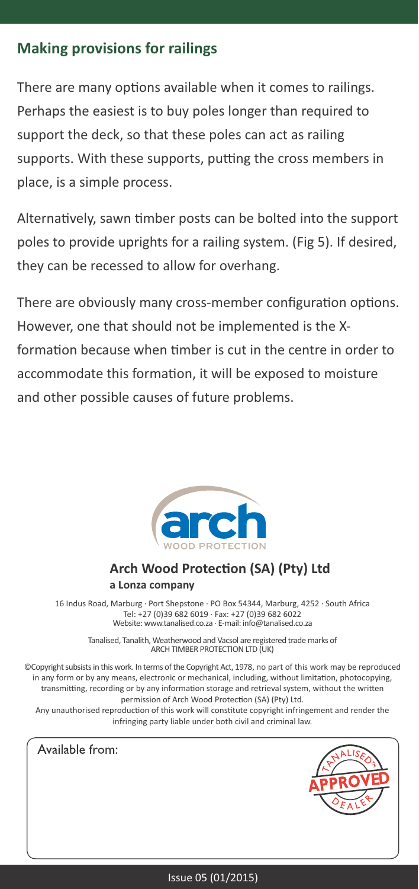## Making provisions for railings

There are many options available when it comes to railings. Perhaps the easiest is to buy poles longer than required to support the deck, so that these poles can act as railing supports. With these supports, putting the cross members in place, is a simple process.

Alternatively, sawn timber posts can be bolted into the support poles to provide uprights for a railing system. (Fig 5). If desired, they can be recessed to allow for overhang.

There are obviously many cross-member configuration options. However, one that should not be implemented is the X-formation because when timber is cut in the centre in order to accommodate this formation, it will be exposed to moisture and other possible causes of future problems.

arch WOOD PROTECTION

**Arch Wood Protection (SA) (Pty) Ltd**
**a Lonza company**

16 Indus Road, Marburg · Port Shepstone · PO Box 54344, Marburg, 4252 · South Africa
Tel: +27 (0)39 682 6019 · Fax: +27 (0)39 682 6022
Website: www.tanalised.co.za · E-mail: info@tanalised.co.za

Tanalised, Tanalith, Weatherwood and Vacsol are registered trade marks of ARCH TIMBER PROTECTION LTD (UK)

©Copyright subsists in this work. In terms of the Copyright Act, 1978, no part of this work may be reproduced in any form or by any means, electronic or mechanical, including, without limitation, photocopying, transmitting, recording or by any information storage and retrieval system, without the written permission of Arch Wood Protection (SA) (Pty) Ltd.
Any unauthorised reproduction of this work will constitute copyright infringement and render the infringing party liable under both civil and criminal law.

Available from:

TANALISED™ APPROVED DEALER

Issue 05 (01/2015)